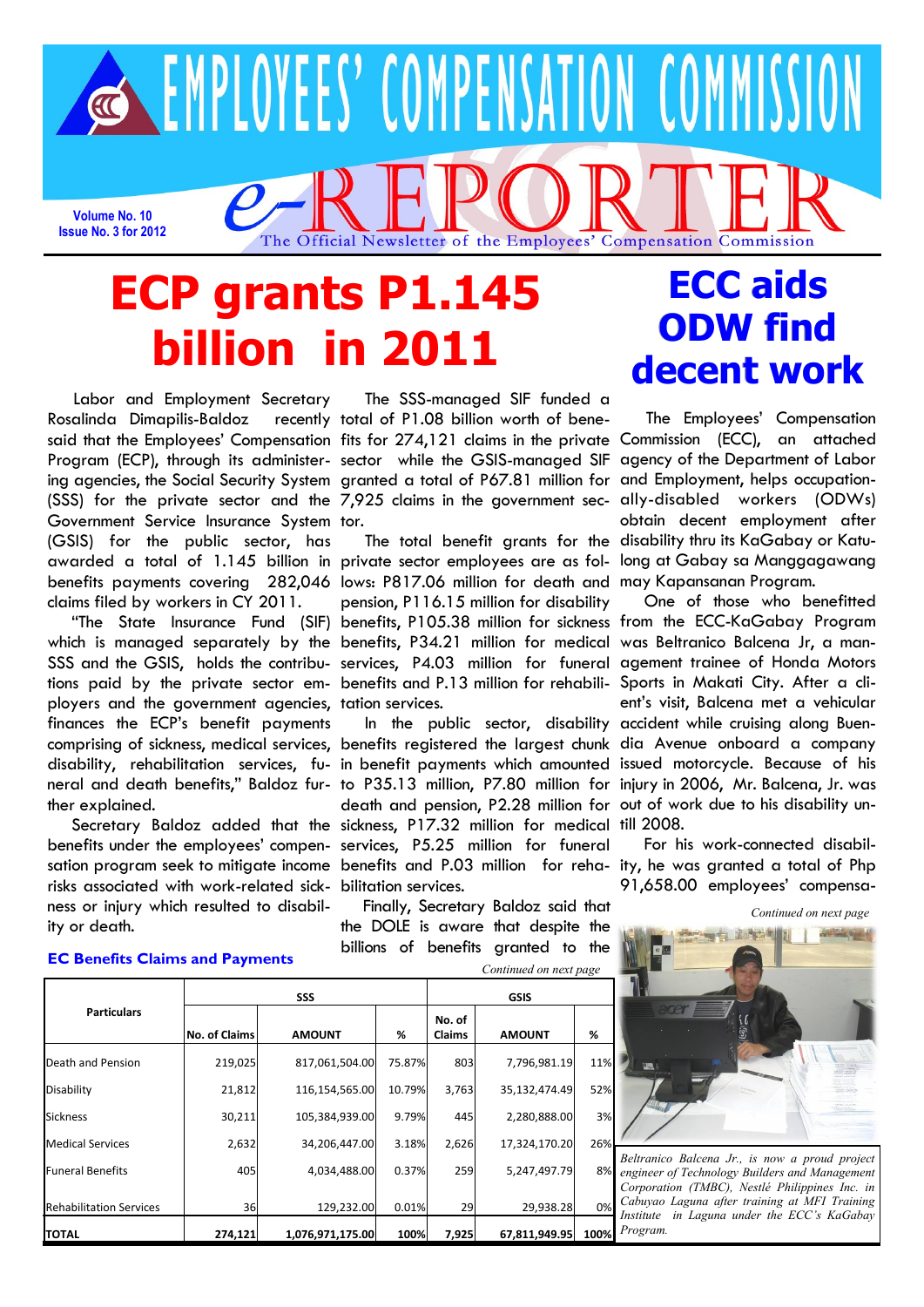# EMPLOYEES' COMPENSATION COMMISSION

# e-REPORTER

The Official Newsletter of the Employees' Compensation Commission

**Volume No. 10**
**Issue No. 3 for 2012**

# ECP grants P1.145 billion in 2011

Labor and Employment Secretary Rosalinda Dimapilis-Baldoz recently said that the Employees' Compensation Program (ECP), through its administering agencies, the Social Security System (SSS) for the private sector and the Government Service Insurance System (GSIS) for the public sector, has awarded a total of 1.145 billion in benefits payments covering 282,046 claims filed by workers in CY 2011.

"The State Insurance Fund (SIF) which is managed separately by the SSS and the GSIS, holds the contributions paid by the private sector employers and the government agencies, finances the ECP's benefit payments comprising of sickness, medical services, disability, rehabilitation services, funeral and death benefits," Baldoz further explained.

Secretary Baldoz added that the benefits under the employees' compensation program seek to mitigate income risks associated with work-related sickness or injury which resulted to disability or death.

The SSS-managed SIF funded a total of P1.08 billion worth of benefits for 274,121 claims in the private sector while the GSIS-managed SIF granted a total of P67.81 million for 7,925 claims in the government sector.

The total benefit grants for the private sector employees are as follows: P817.06 million for death and pension, P116.15 million for disability benefits, P105.38 million for sickness benefits, P34.21 million for medical services, P4.03 million for funeral benefits and P.13 million for rehabilitation services.

In the public sector, disability benefits registered the largest chunk in benefit payments which amounted to P35.13 million, P7.80 million for death and pension, P2.28 million for sickness, P17.32 million for medical services, P5.25 million for funeral benefits and P.03 million for rehabilitation services.

Finally, Secretary Baldoz said that the DOLE is aware that despite the billions of benefits granted to the

*Continued on next page*

### EC Benefits Claims and Payments

| Particulars | SSS | | | GSIS | | |
|---|---|---|---|---|---|---|
| | No. of Claims | AMOUNT | % | No. of Claims | AMOUNT | % |
| Death and Pension | 219,025 | 817,061,504.00 | 75.87% | 803 | 7,796,981.19 | 11% |
| Disability | 21,812 | 116,154,565.00 | 10.79% | 3,763 | 35,132,474.49 | 52% |
| Sickness | 30,211 | 105,384,939.00 | 9.79% | 445 | 2,280,888.00 | 3% |
| Medical Services | 2,632 | 34,206,447.00 | 3.18% | 2,626 | 17,324,170.20 | 26% |
| Funeral Benefits | 405 | 4,034,488.00 | 0.37% | 259 | 5,247,497.79 | 8% |
| Rehabilitation Services | 36 | 129,232.00 | 0.01% | 29 | 29,938.28 | 0% |
| **TOTAL** | **274,121** | **1,076,971,175.00** | **100%** | **7,925** | **67,811,949.95** | **100%** |

# ECC aids ODW find decent work

The Employees' Compensation Commission (ECC), an attached agency of the Department of Labor and Employment, helps occupationally-disabled workers (ODWs) obtain decent employment after disability thru its KaGabay or Katulong at Gabay sa Manggagawang may Kapansanan Program.

One of those who benefitted from the ECC-KaGabay Program was Beltranico Balcena Jr, a management trainee of Honda Motors Sports in Makati City. After a client's visit, Balcena met a vehicular accident while cruising along Buendia Avenue onboard a company issued motorcycle. Because of his injury in 2006, Mr. Balcena, Jr. was out of work due to his disability until 2008.

For his work-connected disability, he was granted a total of Php 91,658.00 employees' compensa-

*Continued on next page*

*Beltranico Balcena Jr., is now a proud project engineer of Technology Builders and Management Corporation (TMBC), Nestlé Philippines Inc. in Cabuyao Laguna after training at MFI Training Institute in Laguna under the ECC's KaGabay Program.*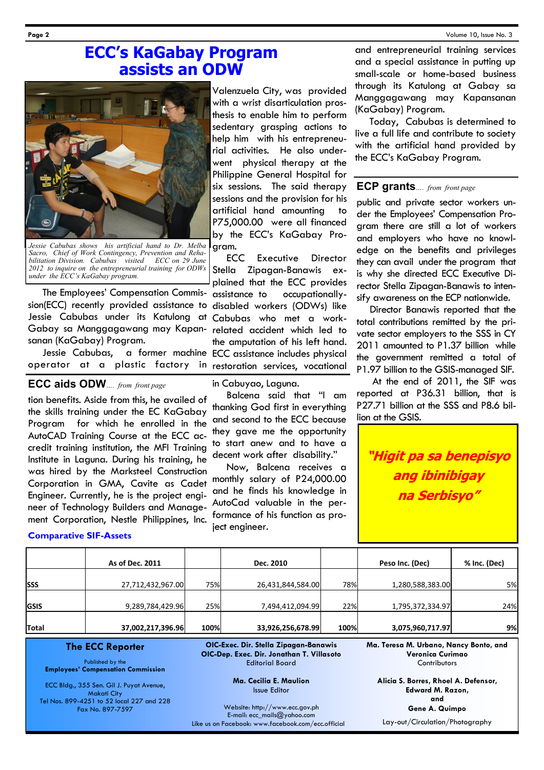# ECC's KaGabay Program assists an ODW

*Jessie Cabubas shows his artificial hand to Dr. Melba Sacro, Chief of Work Contingency, Prevention and Rehabilitation Division. Cabubas visited ECC on 29 June 2012 to inquire on the entrepreneurial training for ODWs under the ECC's KaGabay program.*

The Employees' Compensation Commission(ECC) recently provided assistance to Jessie Cabubas under its Katulong at Gabay sa Manggagawang may Kapansanan (KaGabay) Program.

Jessie Cabubas, a former machine operator at a plastic factory in Valenzuela City, was provided with a wrist disarticulation prosthesis to enable him to perform sedentary grasping actions to help him with his entrepreneurial activities. He also underwent physical therapy at the Philippine General Hospital for six sessions. The said therapy sessions and the provision for his artificial hand amounting to P75,000.00 were all financed by the ECC's KaGabay Program.

ECC Executive Director Stella Zipagan-Banawis explained that the ECC provides assistance to occupationally-disabled workers (ODWs) like Cabubas who met a work-related accident which led to the amputation of his left hand. ECC assistance includes physical restoration services, vocational and entrepreneurial training services and a special assistance in putting up small-scale or home-based business through its Katulong at Gabay sa Manggagawang may Kapansanan (KaGabay) Program.

Today, Cabubas is determined to live a full life and contribute to society with the artificial hand provided by the ECC's KaGabay Program.

## ECC aids ODW.... *from front page*

tion benefits. Aside from this, he availed of the skills training under the EC KaGabay Program for which he enrolled in the AutoCAD Training Course at the ECC accredit training institution, the MFI Training Institute in Laguna. During his training, he was hired by the Marksteel Construction Corporation in GMA, Cavite as Cadet Engineer. Currently, he is the project engineer of Technology Builders and Management Corporation, Nestle Philippines, Inc. in Cabuyao, Laguna.

Balcena said that "I am thanking God first in everything and second to the ECC because they gave me the opportunity to start anew and to have a decent work after disability."

Now, Balcena receives a monthly salary of P24,000.00 and he finds his knowledge in AutoCad valuable in the performance of his function as project engineer.

## ECP grants.... *from front page*

public and private sector workers under the Employees' Compensation Program there are still a lot of workers and employers who have no knowledge on the benefits and privileges they can avail under the program that is why she directed ECC Executive Director Stella Zipagan-Banawis to intensify awareness on the ECP nationwide.

Director Banawis reported that the total contributions remitted by the private sector employers to the SSS in CY 2011 amounted to P1.37 billion while the government remitted a total of P1.97 billion to the GSIS-managed SIF.

At the end of 2011, the SIF was reported at P36.31 billion, that is P27.71 billion at the SSS and P8.6 billion at the GSIS.

***"Higit pa sa benepisyo ang ibinibigay na Serbisyo"***

**Comparative SIF-Assets**

| | As of Dec. 2011 | | Dec. 2010 | | Peso Inc. (Dec) | % Inc. (Dec) |
|---|---|---|---|---|---|---|
| SSS | 27,712,432,967.00 | 75% | 26,431,844,584.00 | 78% | 1,280,588,383.00 | 5% |
| GSIS | 9,289,784,429.96 | 25% | 7,494,412,094.99 | 22% | 1,795,372,334.97 | 24% |
| **Total** | **37,002,217,396.96** | **100%** | **33,926,256,678.99** | **100%** | **3,075,960,717.97** | **9%** |

**The ECC Reporter**

Published by the
**Employees' Compensation Commission**

ECC Bldg., 355 Sen. Gil J. Puyat Avenue, Makati City
Tel Nos. 899-4251 to 52 local 227 and 228
Fax No. 897-7597

**OIC-Exec. Dir. Stella Zipagan-Banawis**
**OIC-Dep. Exec. Dir. Jonathan T. Villasoto**
Editorial Board

**Ma. Cecilia E. Maulion**
Issue Editor

Website: http://www.ecc.gov.ph
E-mail: ecc_mails@yahoo.com
Like us on Facebook: www.facebook.com/ecc.official

**Ma. Teresa M. Urbano, Nancy Bonto, and Veronica Curimao**
Contributors

**Alicia S. Borres, Rhoel A. Defensor, Edward M. Razon, and Gene A. Quimpo**
Lay-out/Circulation/Photography